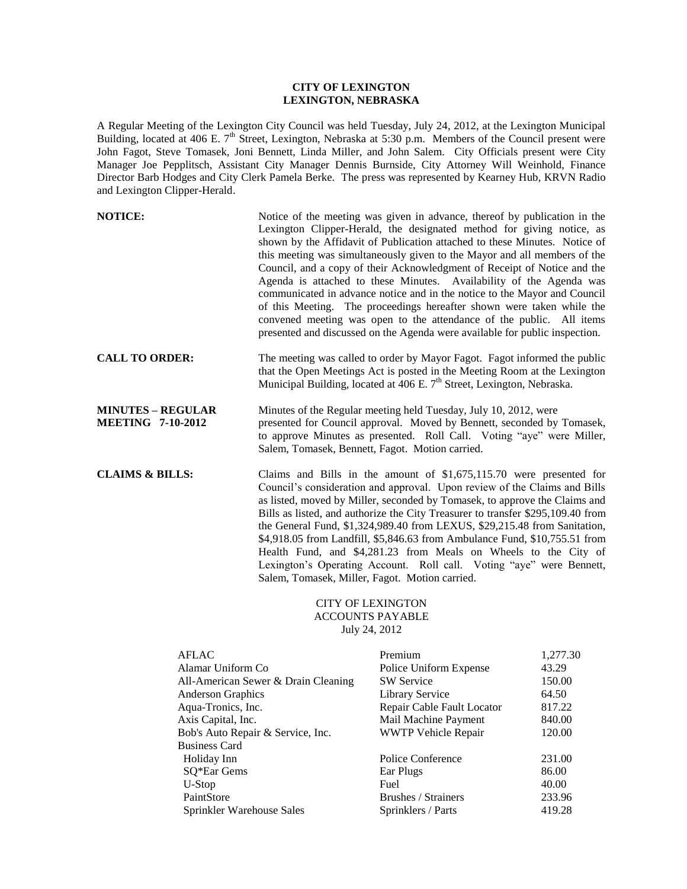# CITY OF LEXINGTON
# LEXINGTON, NEBRASKA

A Regular Meeting of the Lexington City Council was held Tuesday, July 24, 2012, at the Lexington Municipal Building, located at 406 E. 7th Street, Lexington, Nebraska at 5:30 p.m. Members of the Council present were John Fagot, Steve Tomasek, Joni Bennett, Linda Miller, and John Salem. City Officials present were City Manager Joe Pepplitsch, Assistant City Manager Dennis Burnside, City Attorney Will Weinhold, Finance Director Barb Hodges and City Clerk Pamela Berke. The press was represented by Kearney Hub, KRVN Radio and Lexington Clipper-Herald.

**NOTICE:** Notice of the meeting was given in advance, thereof by publication in the Lexington Clipper-Herald, the designated method for giving notice, as shown by the Affidavit of Publication attached to these Minutes. Notice of this meeting was simultaneously given to the Mayor and all members of the Council, and a copy of their Acknowledgment of Receipt of Notice and the Agenda is attached to these Minutes. Availability of the Agenda was communicated in advance notice and in the notice to the Mayor and Council of this Meeting. The proceedings hereafter shown were taken while the convened meeting was open to the attendance of the public. All items presented and discussed on the Agenda were available for public inspection.

**CALL TO ORDER:** The meeting was called to order by Mayor Fagot. Fagot informed the public that the Open Meetings Act is posted in the Meeting Room at the Lexington Municipal Building, located at 406 E. 7th Street, Lexington, Nebraska.

**MINUTES – REGULAR MEETING 7-10-2012** Minutes of the Regular meeting held Tuesday, July 10, 2012, were presented for Council approval. Moved by Bennett, seconded by Tomasek, to approve Minutes as presented. Roll Call. Voting "aye" were Miller, Salem, Tomasek, Bennett, Fagot. Motion carried.

**CLAIMS & BILLS:** Claims and Bills in the amount of $1,675,115.70 were presented for Council's consideration and approval. Upon review of the Claims and Bills as listed, moved by Miller, seconded by Tomasek, to approve the Claims and Bills as listed, and authorize the City Treasurer to transfer $295,109.40 from the General Fund, $1,324,989.40 from LEXUS, $29,215.48 from Sanitation, $4,918.05 from Landfill, $5,846.63 from Ambulance Fund, $10,755.51 from Health Fund, and $4,281.23 from Meals on Wheels to the City of Lexington's Operating Account. Roll call. Voting "aye" were Bennett, Salem, Tomasek, Miller, Fagot. Motion carried.

CITY OF LEXINGTON
ACCOUNTS PAYABLE
July 24, 2012

| | | |
|---|---|---|
| AFLAC | Premium | 1,277.30 |
| Alamar Uniform Co | Police Uniform Expense | 43.29 |
| All-American Sewer & Drain Cleaning | SW Service | 150.00 |
| Anderson Graphics | Library Service | 64.50 |
| Aqua-Tronics, Inc. | Repair Cable Fault Locator | 817.22 |
| Axis Capital, Inc. | Mail Machine Payment | 840.00 |
| Bob's Auto Repair & Service, Inc. | WWTP Vehicle Repair | 120.00 |
| Business Card | | |
| Holiday Inn | Police Conference | 231.00 |
| SQ*Ear Gems | Ear Plugs | 86.00 |
| U-Stop | Fuel | 40.00 |
| PaintStore | Brushes / Strainers | 233.96 |
| Sprinkler Warehouse Sales | Sprinklers / Parts | 419.28 |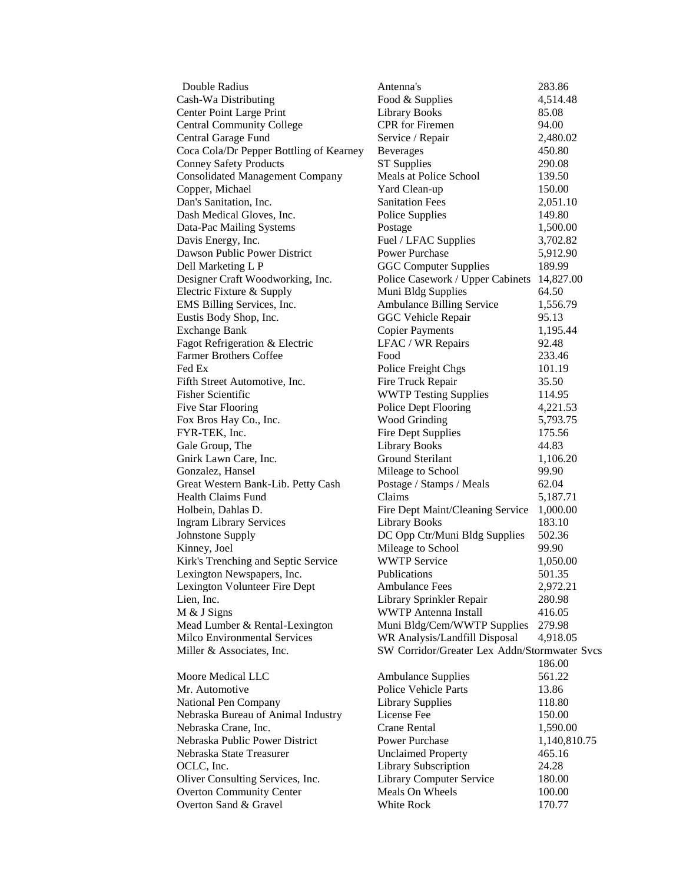| | | |
|---|---|---|
| Double Radius | Antenna's | 283.86 |
| Cash-Wa Distributing | Food & Supplies | 4,514.48 |
| Center Point Large Print | Library Books | 85.08 |
| Central Community College | CPR for Firemen | 94.00 |
| Central Garage Fund | Service / Repair | 2,480.02 |
| Coca Cola/Dr Pepper Bottling of Kearney | Beverages | 450.80 |
| Conney Safety Products | ST Supplies | 290.08 |
| Consolidated Management Company | Meals at Police School | 139.50 |
| Copper, Michael | Yard Clean-up | 150.00 |
| Dan's Sanitation, Inc. | Sanitation Fees | 2,051.10 |
| Dash Medical Gloves, Inc. | Police Supplies | 149.80 |
| Data-Pac Mailing Systems | Postage | 1,500.00 |
| Davis Energy, Inc. | Fuel / LFAC Supplies | 3,702.82 |
| Dawson Public Power District | Power Purchase | 5,912.90 |
| Dell Marketing L P | GGC Computer Supplies | 189.99 |
| Designer Craft Woodworking, Inc. | Police Casework / Upper Cabinets | 14,827.00 |
| Electric Fixture & Supply | Muni Bldg Supplies | 64.50 |
| EMS Billing Services, Inc. | Ambulance Billing Service | 1,556.79 |
| Eustis Body Shop, Inc. | GGC Vehicle Repair | 95.13 |
| Exchange Bank | Copier Payments | 1,195.44 |
| Fagot Refrigeration & Electric | LFAC / WR Repairs | 92.48 |
| Farmer Brothers Coffee | Food | 233.46 |
| Fed Ex | Police Freight Chgs | 101.19 |
| Fifth Street Automotive, Inc. | Fire Truck Repair | 35.50 |
| Fisher Scientific | WWTP Testing Supplies | 114.95 |
| Five Star Flooring | Police Dept Flooring | 4,221.53 |
| Fox Bros Hay Co., Inc. | Wood Grinding | 5,793.75 |
| FYR-TEK, Inc. | Fire Dept Supplies | 175.56 |
| Gale Group, The | Library Books | 44.83 |
| Gnirk Lawn Care, Inc. | Ground Sterilant | 1,106.20 |
| Gonzalez, Hansel | Mileage to School | 99.90 |
| Great Western Bank-Lib. Petty Cash | Postage / Stamps / Meals | 62.04 |
| Health Claims Fund | Claims | 5,187.71 |
| Holbein, Dahlas D. | Fire Dept Maint/Cleaning Service | 1,000.00 |
| Ingram Library Services | Library Books | 183.10 |
| Johnstone Supply | DC Opp Ctr/Muni Bldg Supplies | 502.36 |
| Kinney, Joel | Mileage to School | 99.90 |
| Kirk's Trenching and Septic Service | WWTP Service | 1,050.00 |
| Lexington Newspapers, Inc. | Publications | 501.35 |
| Lexington Volunteer Fire Dept | Ambulance Fees | 2,972.21 |
| Lien, Inc. | Library Sprinkler Repair | 280.98 |
| M & J Signs | WWTP Antenna Install | 416.05 |
| Mead Lumber & Rental-Lexington | Muni Bldg/Cem/WWTP Supplies | 279.98 |
| Milco Environmental Services | WR Analysis/Landfill Disposal | 4,918.05 |
| Miller & Associates, Inc. | SW Corridor/Greater Lex Addn/Stormwater Svcs | 186.00 |
| Moore Medical LLC | Ambulance Supplies | 561.22 |
| Mr. Automotive | Police Vehicle Parts | 13.86 |
| National Pen Company | Library Supplies | 118.80 |
| Nebraska Bureau of Animal Industry | License Fee | 150.00 |
| Nebraska Crane, Inc. | Crane Rental | 1,590.00 |
| Nebraska Public Power District | Power Purchase | 1,140,810.75 |
| Nebraska State Treasurer | Unclaimed Property | 465.16 |
| OCLC, Inc. | Library Subscription | 24.28 |
| Oliver Consulting Services, Inc. | Library Computer Service | 180.00 |
| Overton Community Center | Meals On Wheels | 100.00 |
| Overton Sand & Gravel | White Rock | 170.77 |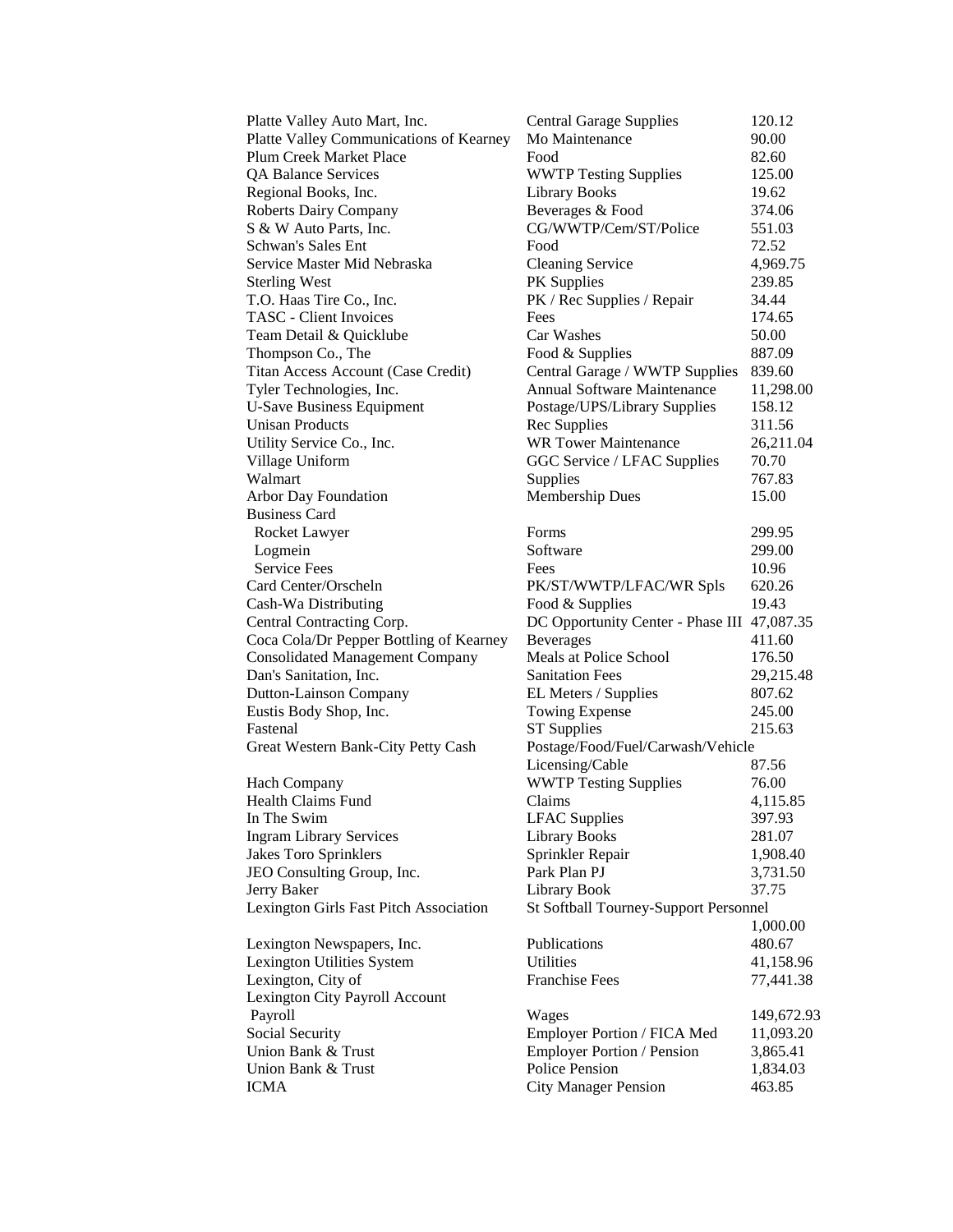| | | |
|---|---|---|
| Platte Valley Auto Mart, Inc. | Central Garage Supplies | 120.12 |
| Platte Valley Communications of Kearney | Mo Maintenance | 90.00 |
| Plum Creek Market Place | Food | 82.60 |
| QA Balance Services | WWTP Testing Supplies | 125.00 |
| Regional Books, Inc. | Library Books | 19.62 |
| Roberts Dairy Company | Beverages & Food | 374.06 |
| S & W Auto Parts, Inc. | CG/WWTP/Cem/ST/Police | 551.03 |
| Schwan's Sales Ent | Food | 72.52 |
| Service Master Mid Nebraska | Cleaning Service | 4,969.75 |
| Sterling West | PK Supplies | 239.85 |
| T.O. Haas Tire Co., Inc. | PK / Rec Supplies / Repair | 34.44 |
| TASC - Client Invoices | Fees | 174.65 |
| Team Detail & Quicklube | Car Washes | 50.00 |
| Thompson Co., The | Food & Supplies | 887.09 |
| Titan Access Account (Case Credit) | Central Garage / WWTP Supplies | 839.60 |
| Tyler Technologies, Inc. | Annual Software Maintenance | 11,298.00 |
| U-Save Business Equipment | Postage/UPS/Library Supplies | 158.12 |
| Unisan Products | Rec Supplies | 311.56 |
| Utility Service Co., Inc. | WR Tower Maintenance | 26,211.04 |
| Village Uniform | GGC Service / LFAC Supplies | 70.70 |
| Walmart | Supplies | 767.83 |
| Arbor Day Foundation | Membership Dues | 15.00 |
| Business Card | | |
| Rocket Lawyer | Forms | 299.95 |
| Logmein | Software | 299.00 |
| Service Fees | Fees | 10.96 |
| Card Center/Orscheln | PK/ST/WWTP/LFAC/WR Spls | 620.26 |
| Cash-Wa Distributing | Food & Supplies | 19.43 |
| Central Contracting Corp. | DC Opportunity Center - Phase III | 47,087.35 |
| Coca Cola/Dr Pepper Bottling of Kearney | Beverages | 411.60 |
| Consolidated Management Company | Meals at Police School | 176.50 |
| Dan's Sanitation, Inc. | Sanitation Fees | 29,215.48 |
| Dutton-Lainson Company | EL Meters / Supplies | 807.62 |
| Eustis Body Shop, Inc. | Towing Expense | 245.00 |
| Fastenal | ST Supplies | 215.63 |
| Great Western Bank-City Petty Cash | Postage/Food/Fuel/Carwash/Vehicle Licensing/Cable | 87.56 |
| Hach Company | WWTP Testing Supplies | 76.00 |
| Health Claims Fund | Claims | 4,115.85 |
| In The Swim | LFAC Supplies | 397.93 |
| Ingram Library Services | Library Books | 281.07 |
| Jakes Toro Sprinklers | Sprinkler Repair | 1,908.40 |
| JEO Consulting Group, Inc. | Park Plan PJ | 3,731.50 |
| Jerry Baker | Library Book | 37.75 |
| Lexington Girls Fast Pitch Association | St Softball Tourney-Support Personnel | 1,000.00 |
| Lexington Newspapers, Inc. | Publications | 480.67 |
| Lexington Utilities System | Utilities | 41,158.96 |
| Lexington, City of | Franchise Fees | 77,441.38 |
| Lexington City Payroll Account | | |
| Payroll | Wages | 149,672.93 |
| Social Security | Employer Portion / FICA Med | 11,093.20 |
| Union Bank & Trust | Employer Portion / Pension | 3,865.41 |
| Union Bank & Trust | Police Pension | 1,834.03 |
| ICMA | City Manager Pension | 463.85 |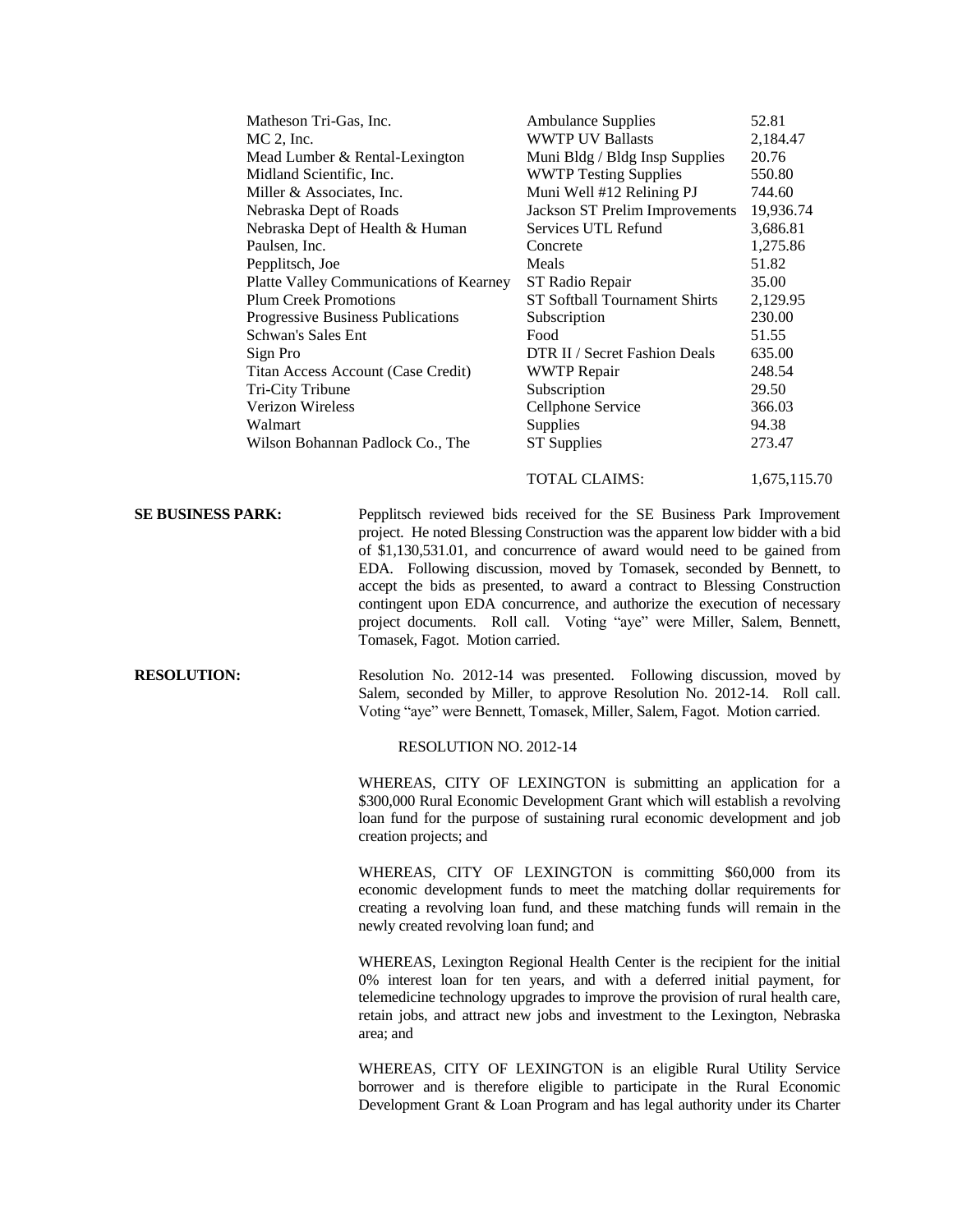| | | |
|---|---|---|
| Matheson Tri-Gas, Inc. | Ambulance Supplies | 52.81 |
| MC 2, Inc. | WWTP UV Ballasts | 2,184.47 |
| Mead Lumber & Rental-Lexington | Muni Bldg / Bldg Insp Supplies | 20.76 |
| Midland Scientific, Inc. | WWTP Testing Supplies | 550.80 |
| Miller & Associates, Inc. | Muni Well #12 Relining PJ | 744.60 |
| Nebraska Dept of Roads | Jackson ST Prelim Improvements | 19,936.74 |
| Nebraska Dept of Health & Human | Services UTL Refund | 3,686.81 |
| Paulsen, Inc. | Concrete | 1,275.86 |
| Pepplitsch, Joe | Meals | 51.82 |
| Platte Valley Communications of Kearney | ST Radio Repair | 35.00 |
| Plum Creek Promotions | ST Softball Tournament Shirts | 2,129.95 |
| Progressive Business Publications | Subscription | 230.00 |
| Schwan's Sales Ent | Food | 51.55 |
| Sign Pro | DTR II / Secret Fashion Deals | 635.00 |
| Titan Access Account (Case Credit) | WWTP Repair | 248.54 |
| Tri-City Tribune | Subscription | 29.50 |
| Verizon Wireless | Cellphone Service | 366.03 |
| Walmart | Supplies | 94.38 |
| Wilson Bohannan Padlock Co., The | ST Supplies | 273.47 |
| | TOTAL CLAIMS: | 1,675,115.70 |

**SE BUSINESS PARK:** Pepplitsch reviewed bids received for the SE Business Park Improvement project. He noted Blessing Construction was the apparent low bidder with a bid of $1,130,531.01, and concurrence of award would need to be gained from EDA. Following discussion, moved by Tomasek, seconded by Bennett, to accept the bids as presented, to award a contract to Blessing Construction contingent upon EDA concurrence, and authorize the execution of necessary project documents. Roll call. Voting "aye" were Miller, Salem, Bennett, Tomasek, Fagot. Motion carried.

**RESOLUTION:** Resolution No. 2012-14 was presented. Following discussion, moved by Salem, seconded by Miller, to approve Resolution No. 2012-14. Roll call. Voting "aye" were Bennett, Tomasek, Miller, Salem, Fagot. Motion carried.

RESOLUTION NO. 2012-14

WHEREAS, CITY OF LEXINGTON is submitting an application for a $300,000 Rural Economic Development Grant which will establish a revolving loan fund for the purpose of sustaining rural economic development and job creation projects; and

WHEREAS, CITY OF LEXINGTON is committing $60,000 from its economic development funds to meet the matching dollar requirements for creating a revolving loan fund, and these matching funds will remain in the newly created revolving loan fund; and

WHEREAS, Lexington Regional Health Center is the recipient for the initial 0% interest loan for ten years, and with a deferred initial payment, for telemedicine technology upgrades to improve the provision of rural health care, retain jobs, and attract new jobs and investment to the Lexington, Nebraska area; and

WHEREAS, CITY OF LEXINGTON is an eligible Rural Utility Service borrower and is therefore eligible to participate in the Rural Economic Development Grant & Loan Program and has legal authority under its Charter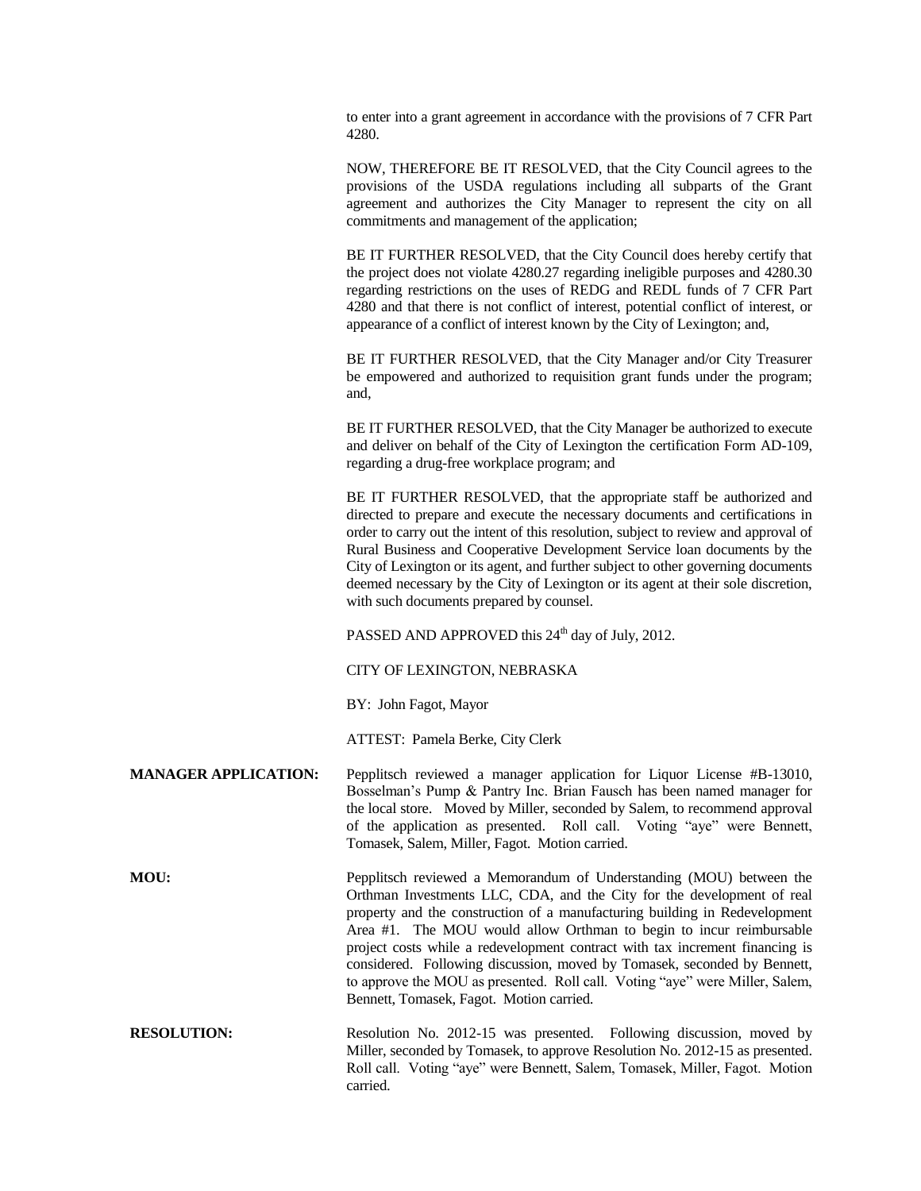to enter into a grant agreement in accordance with the provisions of 7 CFR Part 4280.

NOW, THEREFORE BE IT RESOLVED, that the City Council agrees to the provisions of the USDA regulations including all subparts of the Grant agreement and authorizes the City Manager to represent the city on all commitments and management of the application;

BE IT FURTHER RESOLVED, that the City Council does hereby certify that the project does not violate 4280.27 regarding ineligible purposes and 4280.30 regarding restrictions on the uses of REDG and REDL funds of 7 CFR Part 4280 and that there is not conflict of interest, potential conflict of interest, or appearance of a conflict of interest known by the City of Lexington; and,

BE IT FURTHER RESOLVED, that the City Manager and/or City Treasurer be empowered and authorized to requisition grant funds under the program; and,

BE IT FURTHER RESOLVED, that the City Manager be authorized to execute and deliver on behalf of the City of Lexington the certification Form AD-109, regarding a drug-free workplace program; and

BE IT FURTHER RESOLVED, that the appropriate staff be authorized and directed to prepare and execute the necessary documents and certifications in order to carry out the intent of this resolution, subject to review and approval of Rural Business and Cooperative Development Service loan documents by the City of Lexington or its agent, and further subject to other governing documents deemed necessary by the City of Lexington or its agent at their sole discretion, with such documents prepared by counsel.

PASSED AND APPROVED this 24th day of July, 2012.

CITY OF LEXINGTON, NEBRASKA

BY: John Fagot, Mayor

ATTEST: Pamela Berke, City Clerk

**MANAGER APPLICATION:** Pepplitsch reviewed a manager application for Liquor License #B-13010, Bosselman's Pump & Pantry Inc. Brian Fausch has been named manager for the local store. Moved by Miller, seconded by Salem, to recommend approval of the application as presented. Roll call. Voting "aye" were Bennett, Tomasek, Salem, Miller, Fagot. Motion carried.

**MOU:** Pepplitsch reviewed a Memorandum of Understanding (MOU) between the Orthman Investments LLC, CDA, and the City for the development of real property and the construction of a manufacturing building in Redevelopment Area #1. The MOU would allow Orthman to begin to incur reimbursable project costs while a redevelopment contract with tax increment financing is considered. Following discussion, moved by Tomasek, seconded by Bennett, to approve the MOU as presented. Roll call. Voting "aye" were Miller, Salem, Bennett, Tomasek, Fagot. Motion carried.

**RESOLUTION:** Resolution No. 2012-15 was presented. Following discussion, moved by Miller, seconded by Tomasek, to approve Resolution No. 2012-15 as presented. Roll call. Voting "aye" were Bennett, Salem, Tomasek, Miller, Fagot. Motion carried.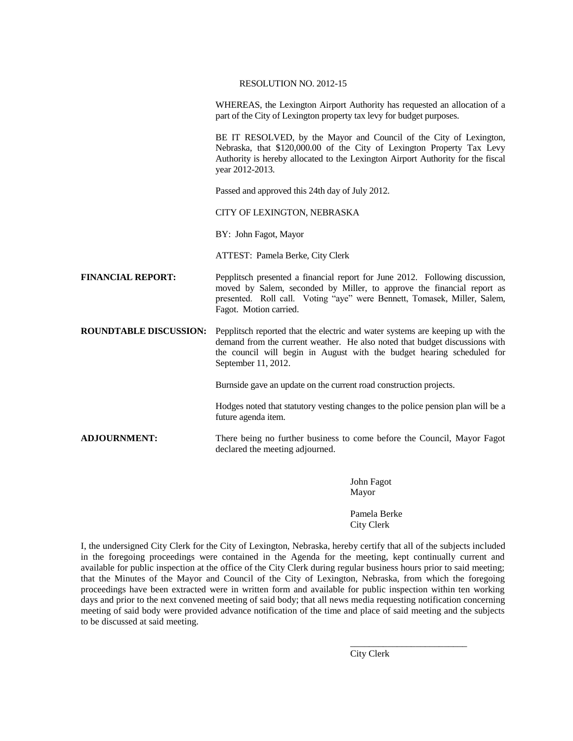RESOLUTION NO. 2012-15

WHEREAS, the Lexington Airport Authority has requested an allocation of a part of the City of Lexington property tax levy for budget purposes.

BE IT RESOLVED, by the Mayor and Council of the City of Lexington, Nebraska, that $120,000.00 of the City of Lexington Property Tax Levy Authority is hereby allocated to the Lexington Airport Authority for the fiscal year 2012-2013.

Passed and approved this 24th day of July 2012.

CITY OF LEXINGTON, NEBRASKA

BY: John Fagot, Mayor

ATTEST: Pamela Berke, City Clerk

**FINANCIAL REPORT:** Pepplitsch presented a financial report for June 2012. Following discussion, moved by Salem, seconded by Miller, to approve the financial report as presented. Roll call. Voting "aye" were Bennett, Tomasek, Miller, Salem, Fagot. Motion carried.

**ROUNDTABLE DISCUSSION:** Pepplitsch reported that the electric and water systems are keeping up with the demand from the current weather. He also noted that budget discussions with the council will begin in August with the budget hearing scheduled for September 11, 2012.

Burnside gave an update on the current road construction projects.

Hodges noted that statutory vesting changes to the police pension plan will be a future agenda item.

**ADJOURNMENT:** There being no further business to come before the Council, Mayor Fagot declared the meeting adjourned.

John Fagot
Mayor

Pamela Berke
City Clerk

I, the undersigned City Clerk for the City of Lexington, Nebraska, hereby certify that all of the subjects included in the foregoing proceedings were contained in the Agenda for the meeting, kept continually current and available for public inspection at the office of the City Clerk during regular business hours prior to said meeting; that the Minutes of the Mayor and Council of the City of Lexington, Nebraska, from which the foregoing proceedings have been extracted were in written form and available for public inspection within ten working days and prior to the next convened meeting of said body; that all news media requesting notification concerning meeting of said body were provided advance notification of the time and place of said meeting and the subjects to be discussed at said meeting.

\_\_\_\_\_\_\_\_\_\_\_\_\_\_\_\_\_\_\_\_\_\_\_\_\_\_
City Clerk